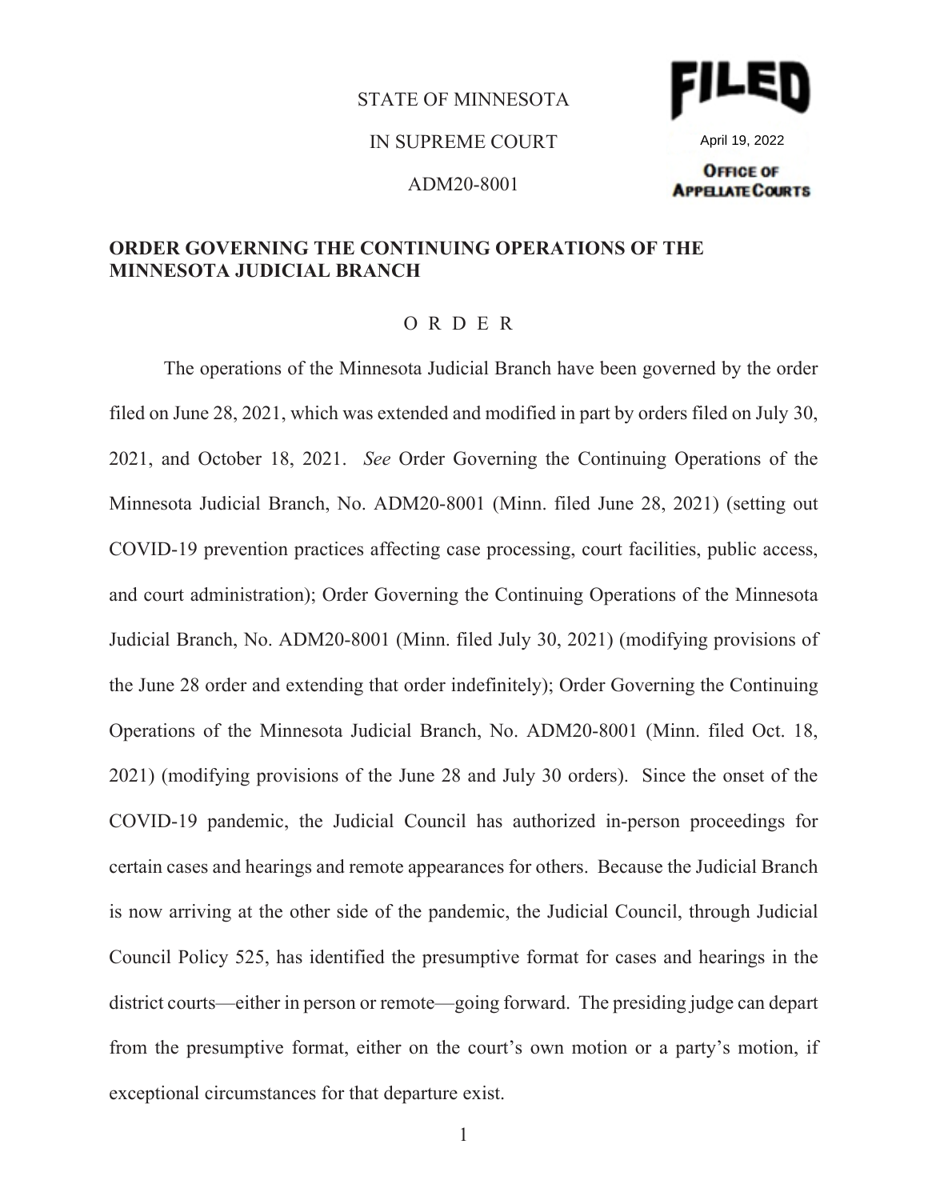STATE OF MINNESOTA

IN SUPREME COURT

ADM20-8001

FILED
April 19, 2022
OFFICE OF APPELLATE COURTS

**ORDER GOVERNING THE CONTINUING OPERATIONS OF THE MINNESOTA JUDICIAL BRANCH**

O R D E R

The operations of the Minnesota Judicial Branch have been governed by the order filed on June 28, 2021, which was extended and modified in part by orders filed on July 30, 2021, and October 18, 2021. *See* Order Governing the Continuing Operations of the Minnesota Judicial Branch, No. ADM20-8001 (Minn. filed June 28, 2021) (setting out COVID-19 prevention practices affecting case processing, court facilities, public access, and court administration); Order Governing the Continuing Operations of the Minnesota Judicial Branch, No. ADM20-8001 (Minn. filed July 30, 2021) (modifying provisions of the June 28 order and extending that order indefinitely); Order Governing the Continuing Operations of the Minnesota Judicial Branch, No. ADM20-8001 (Minn. filed Oct. 18, 2021) (modifying provisions of the June 28 and July 30 orders). Since the onset of the COVID-19 pandemic, the Judicial Council has authorized in-person proceedings for certain cases and hearings and remote appearances for others. Because the Judicial Branch is now arriving at the other side of the pandemic, the Judicial Council, through Judicial Council Policy 525, has identified the presumptive format for cases and hearings in the district courts—either in person or remote—going forward. The presiding judge can depart from the presumptive format, either on the court's own motion or a party's motion, if exceptional circumstances for that departure exist.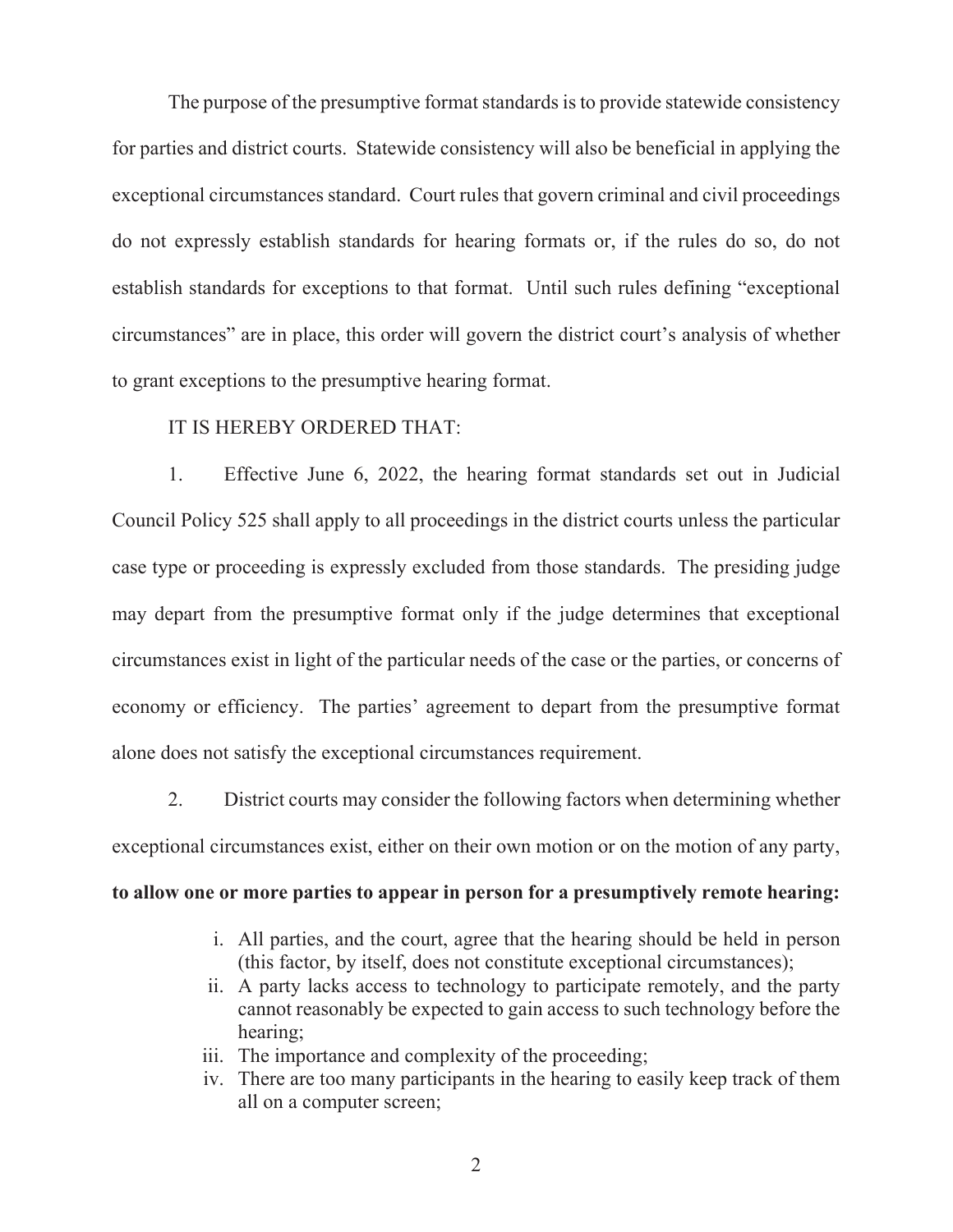The purpose of the presumptive format standards is to provide statewide consistency for parties and district courts. Statewide consistency will also be beneficial in applying the exceptional circumstances standard. Court rules that govern criminal and civil proceedings do not expressly establish standards for hearing formats or, if the rules do so, do not establish standards for exceptions to that format. Until such rules defining "exceptional circumstances" are in place, this order will govern the district court's analysis of whether to grant exceptions to the presumptive hearing format.

IT IS HEREBY ORDERED THAT:

1. Effective June 6, 2022, the hearing format standards set out in Judicial Council Policy 525 shall apply to all proceedings in the district courts unless the particular case type or proceeding is expressly excluded from those standards. The presiding judge may depart from the presumptive format only if the judge determines that exceptional circumstances exist in light of the particular needs of the case or the parties, or concerns of economy or efficiency. The parties' agreement to depart from the presumptive format alone does not satisfy the exceptional circumstances requirement.

2. District courts may consider the following factors when determining whether exceptional circumstances exist, either on their own motion or on the motion of any party, **to allow one or more parties to appear in person for a presumptively remote hearing:**

   i. All parties, and the court, agree that the hearing should be held in person (this factor, by itself, does not constitute exceptional circumstances);

   ii. A party lacks access to technology to participate remotely, and the party cannot reasonably be expected to gain access to such technology before the hearing;

   iii. The importance and complexity of the proceeding;

   iv. There are too many participants in the hearing to easily keep track of them all on a computer screen;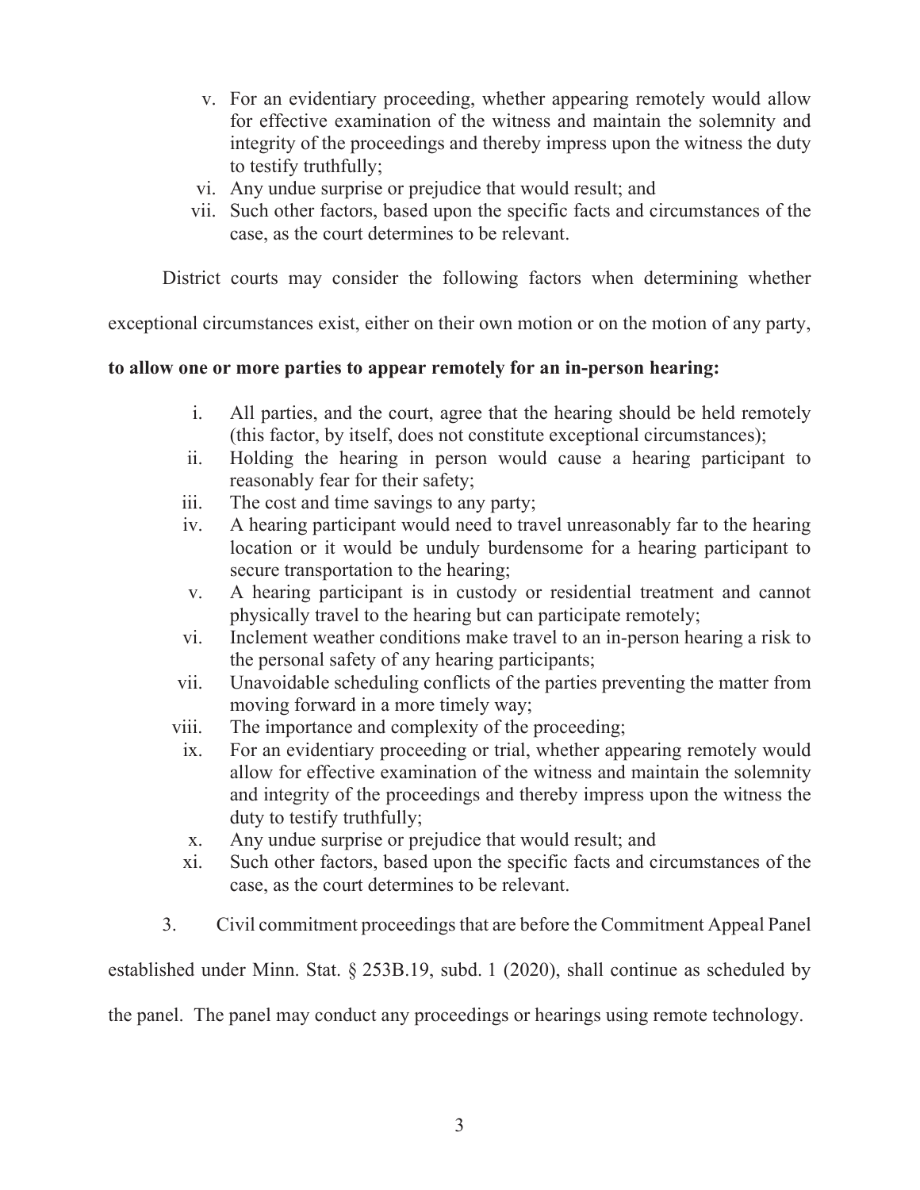v. For an evidentiary proceeding, whether appearing remotely would allow for effective examination of the witness and maintain the solemnity and integrity of the proceedings and thereby impress upon the witness the duty to testify truthfully;
vi. Any undue surprise or prejudice that would result; and
vii. Such other factors, based upon the specific facts and circumstances of the case, as the court determines to be relevant.

District courts may consider the following factors when determining whether exceptional circumstances exist, either on their own motion or on the motion of any party, **to allow one or more parties to appear remotely for an in-person hearing:**

i. All parties, and the court, agree that the hearing should be held remotely (this factor, by itself, does not constitute exceptional circumstances);
ii. Holding the hearing in person would cause a hearing participant to reasonably fear for their safety;
iii. The cost and time savings to any party;
iv. A hearing participant would need to travel unreasonably far to the hearing location or it would be unduly burdensome for a hearing participant to secure transportation to the hearing;
v. A hearing participant is in custody or residential treatment and cannot physically travel to the hearing but can participate remotely;
vi. Inclement weather conditions make travel to an in-person hearing a risk to the personal safety of any hearing participants;
vii. Unavoidable scheduling conflicts of the parties preventing the matter from moving forward in a more timely way;
viii. The importance and complexity of the proceeding;
ix. For an evidentiary proceeding or trial, whether appearing remotely would allow for effective examination of the witness and maintain the solemnity and integrity of the proceedings and thereby impress upon the witness the duty to testify truthfully;
x. Any undue surprise or prejudice that would result; and
xi. Such other factors, based upon the specific facts and circumstances of the case, as the court determines to be relevant.

3. Civil commitment proceedings that are before the Commitment Appeal Panel established under Minn. Stat. § 253B.19, subd. 1 (2020), shall continue as scheduled by the panel. The panel may conduct any proceedings or hearings using remote technology.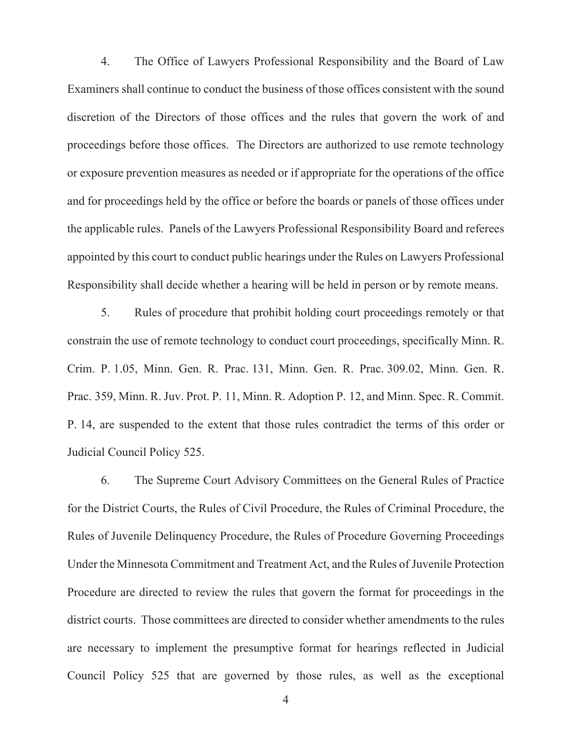4. The Office of Lawyers Professional Responsibility and the Board of Law Examiners shall continue to conduct the business of those offices consistent with the sound discretion of the Directors of those offices and the rules that govern the work of and proceedings before those offices. The Directors are authorized to use remote technology or exposure prevention measures as needed or if appropriate for the operations of the office and for proceedings held by the office or before the boards or panels of those offices under the applicable rules. Panels of the Lawyers Professional Responsibility Board and referees appointed by this court to conduct public hearings under the Rules on Lawyers Professional Responsibility shall decide whether a hearing will be held in person or by remote means.

5. Rules of procedure that prohibit holding court proceedings remotely or that constrain the use of remote technology to conduct court proceedings, specifically Minn. R. Crim. P. 1.05, Minn. Gen. R. Prac. 131, Minn. Gen. R. Prac. 309.02, Minn. Gen. R. Prac. 359, Minn. R. Juv. Prot. P. 11, Minn. R. Adoption P. 12, and Minn. Spec. R. Commit. P. 14, are suspended to the extent that those rules contradict the terms of this order or Judicial Council Policy 525.

6. The Supreme Court Advisory Committees on the General Rules of Practice for the District Courts, the Rules of Civil Procedure, the Rules of Criminal Procedure, the Rules of Juvenile Delinquency Procedure, the Rules of Procedure Governing Proceedings Under the Minnesota Commitment and Treatment Act, and the Rules of Juvenile Protection Procedure are directed to review the rules that govern the format for proceedings in the district courts. Those committees are directed to consider whether amendments to the rules are necessary to implement the presumptive format for hearings reflected in Judicial Council Policy 525 that are governed by those rules, as well as the exceptional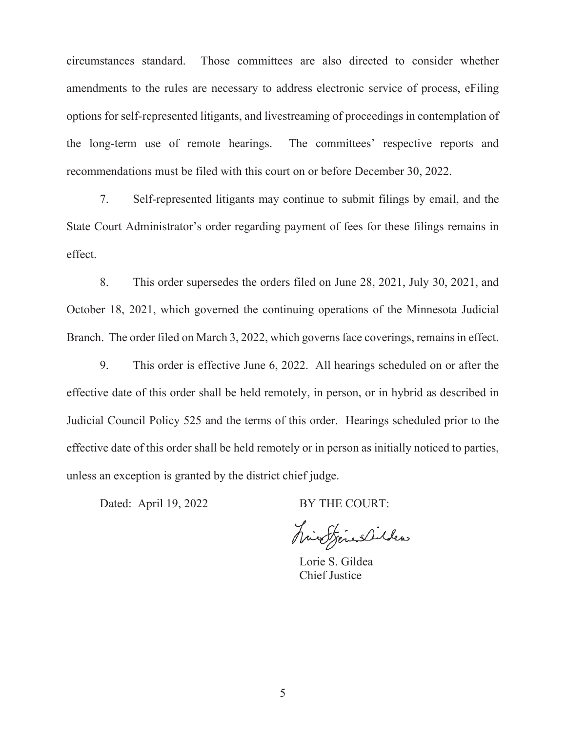circumstances standard. Those committees are also directed to consider whether amendments to the rules are necessary to address electronic service of process, eFiling options for self-represented litigants, and livestreaming of proceedings in contemplation of the long-term use of remote hearings. The committees' respective reports and recommendations must be filed with this court on or before December 30, 2022.

7. Self-represented litigants may continue to submit filings by email, and the State Court Administrator's order regarding payment of fees for these filings remains in effect.

8. This order supersedes the orders filed on June 28, 2021, July 30, 2021, and October 18, 2021, which governed the continuing operations of the Minnesota Judicial Branch. The order filed on March 3, 2022, which governs face coverings, remains in effect.

9. This order is effective June 6, 2022. All hearings scheduled on or after the effective date of this order shall be held remotely, in person, or in hybrid as described in Judicial Council Policy 525 and the terms of this order. Hearings scheduled prior to the effective date of this order shall be held remotely or in person as initially noticed to parties, unless an exception is granted by the district chief judge.

Dated: April 19, 2022

BY THE COURT:

Lorie S. Gildea
Chief Justice